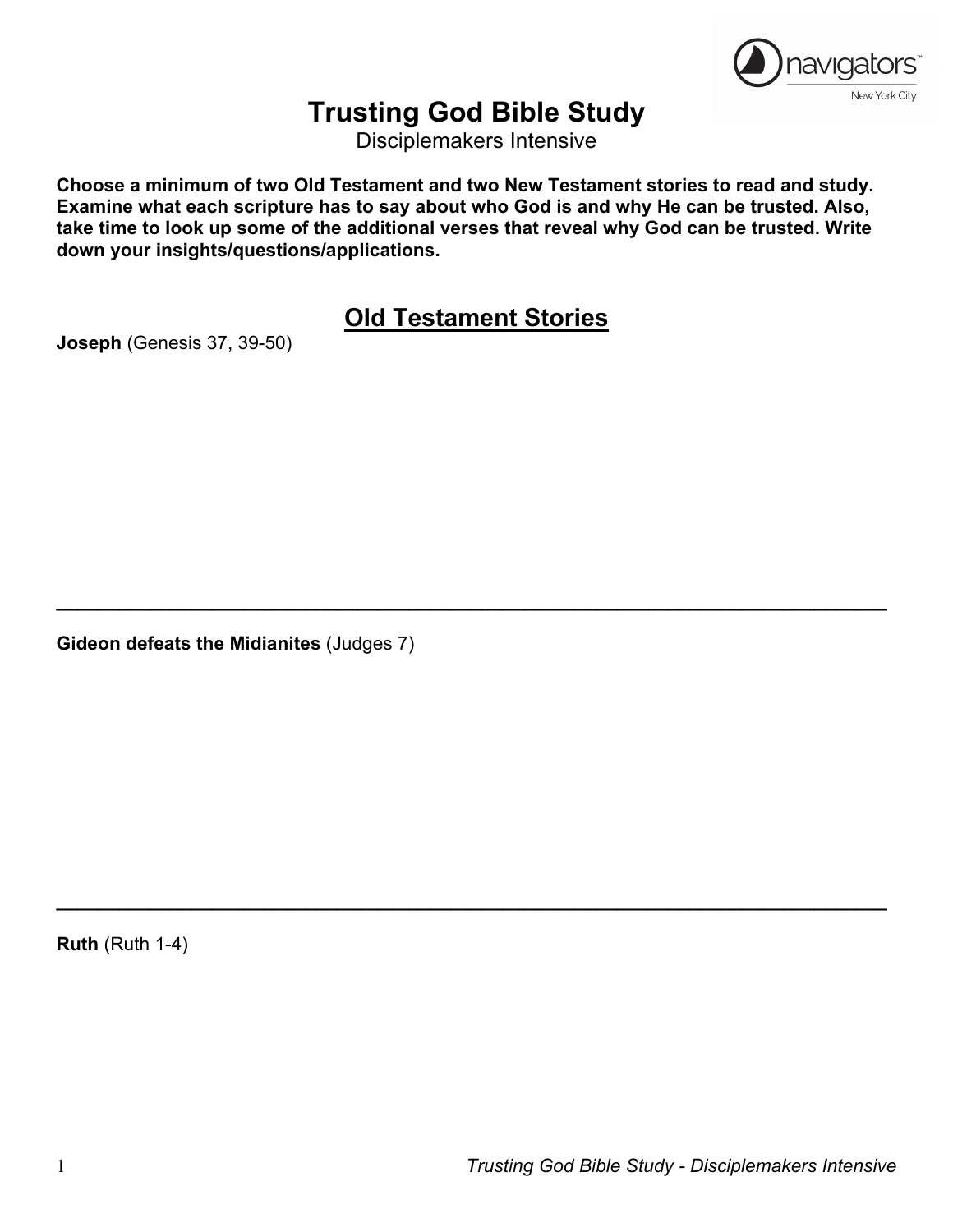# Trusting God Bible Study

Disciplemakers Intensive

**Choose a minimum of two Old Testament and two New Testament stories to read and study. Examine what each scripture has to say about who God is and why He can be trusted. Also, take time to look up some of the additional verses that reveal why God can be trusted. Write down your insights/questions/applications.**

## Old Testament Stories

**Joseph** (Genesis 37, 39-50)

---

**Gideon defeats the Midianites** (Judges 7)

---

**Ruth** (Ruth 1-4)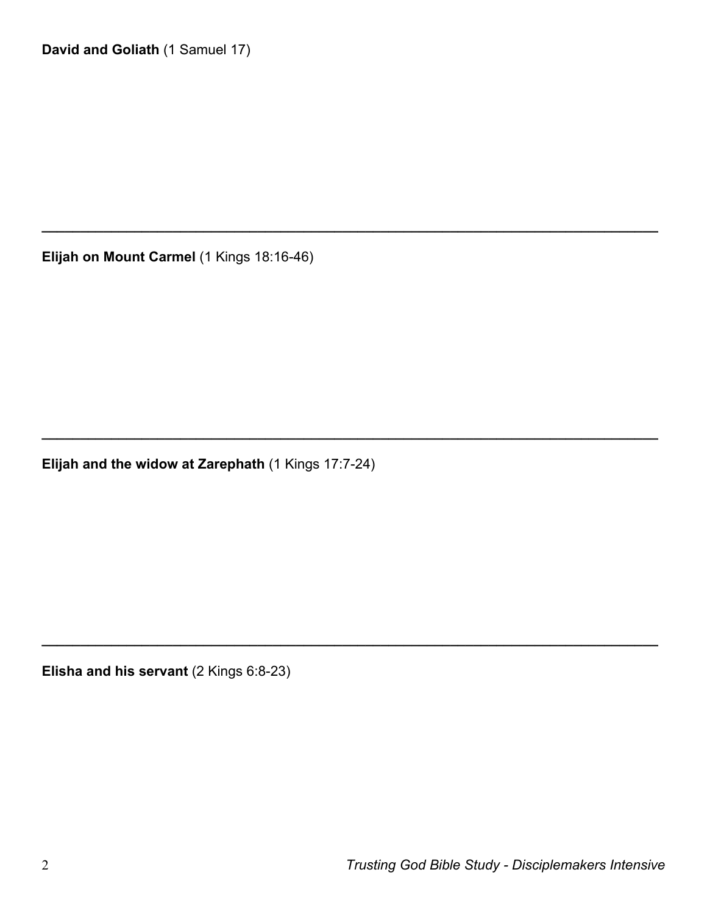**David and Goliath** (1 Samuel 17)

---

**Elijah on Mount Carmel** (1 Kings 18:16-46)

---

**Elijah and the widow at Zarephath** (1 Kings 17:7-24)

---

**Elisha and his servant** (2 Kings 6:8-23)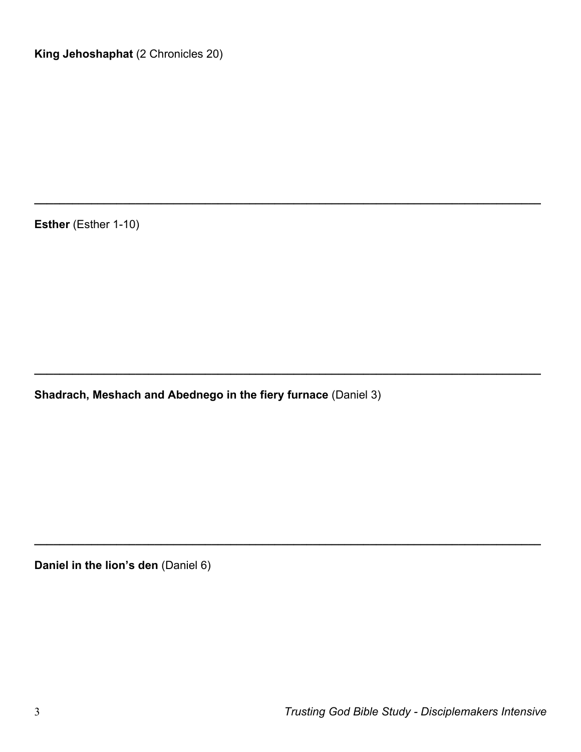**King Jehoshaphat** (2 Chronicles 20)

---

**Esther** (Esther 1-10)

---

**Shadrach, Meshach and Abednego in the fiery furnace** (Daniel 3)

---

**Daniel in the lion's den** (Daniel 6)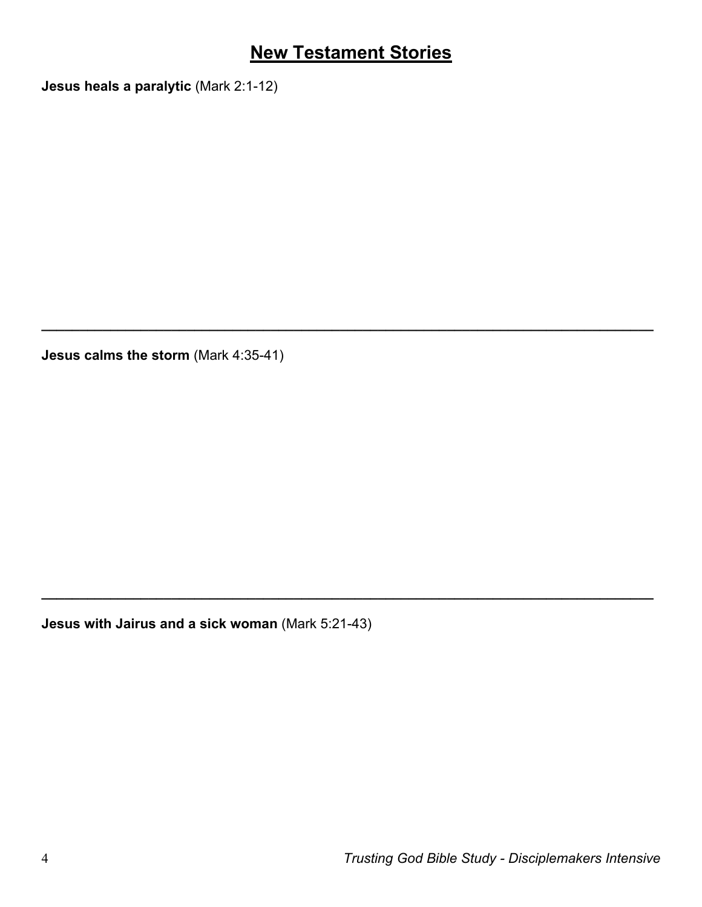# New Testament Stories

**Jesus heals a paralytic** (Mark 2:1-12)

---

**Jesus calms the storm** (Mark 4:35-41)

---

**Jesus with Jairus and a sick woman** (Mark 5:21-43)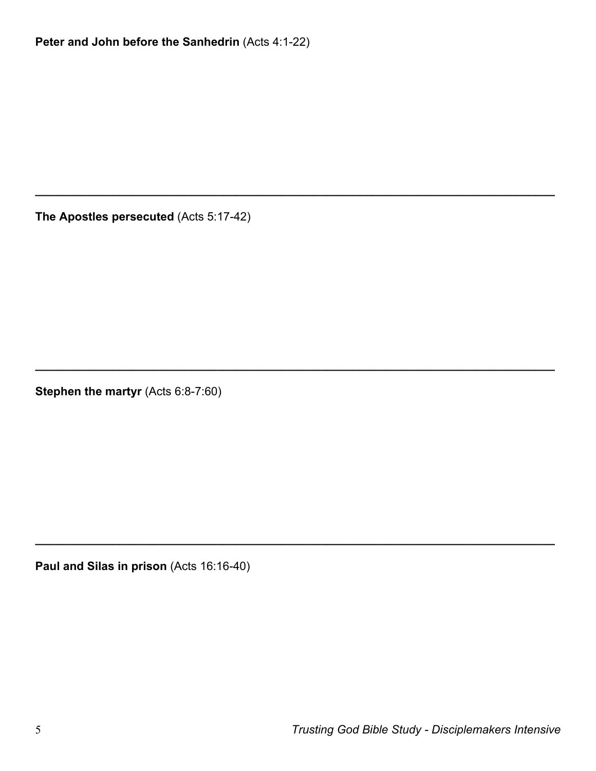**Peter and John before the Sanhedrin** (Acts 4:1-22)

---

**The Apostles persecuted** (Acts 5:17-42)

---

**Stephen the martyr** (Acts 6:8-7:60)

---

**Paul and Silas in prison** (Acts 16:16-40)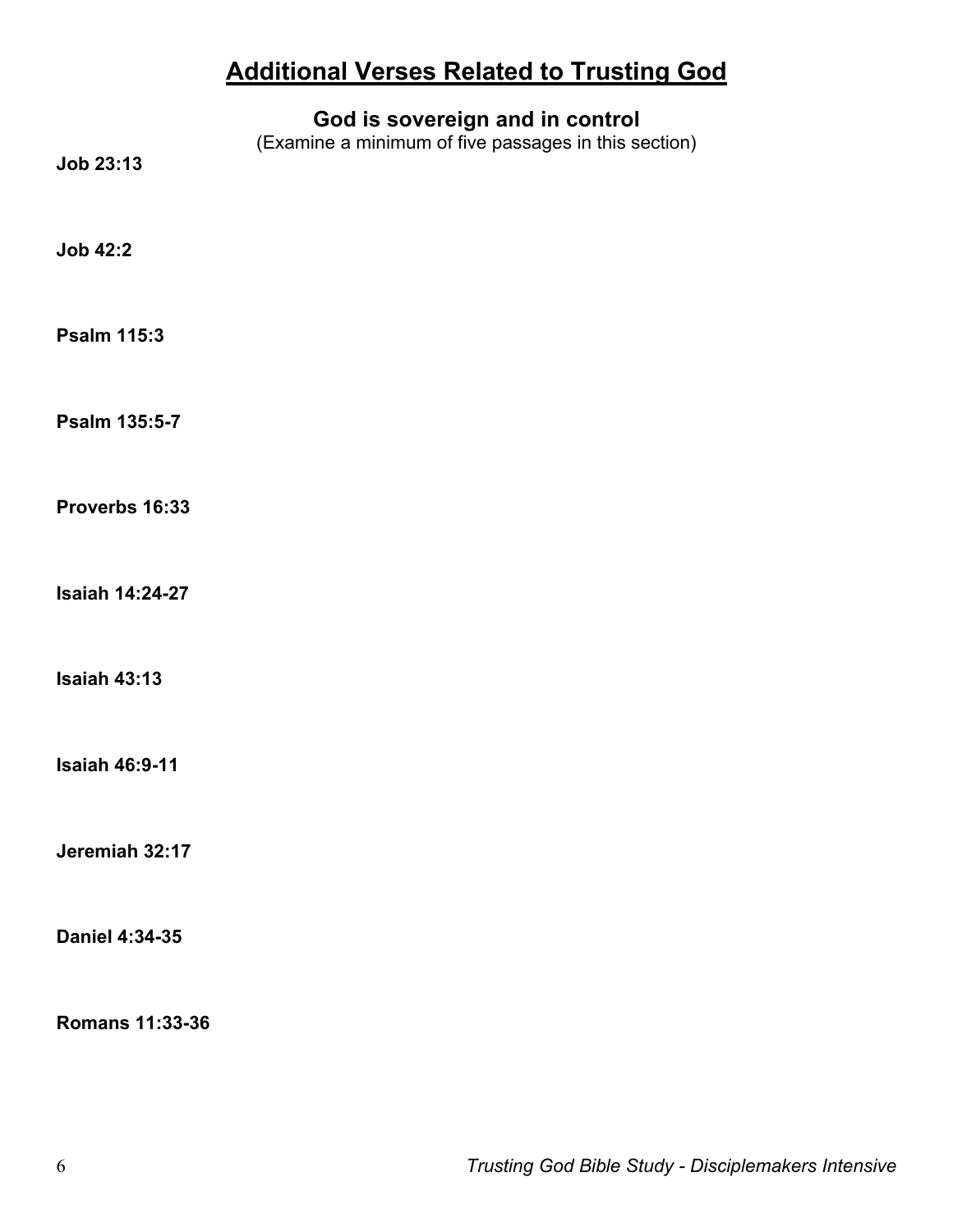# Additional Verses Related to Trusting God

## God is sovereign and in control

(Examine a minimum of five passages in this section)

**Job 23:13**

**Job 42:2**

**Psalm 115:3**

**Psalm 135:5-7**

**Proverbs 16:33**

**Isaiah 14:24-27**

**Isaiah 43:13**

**Isaiah 46:9-11**

**Jeremiah 32:17**

**Daniel 4:34-35**

**Romans 11:33-36**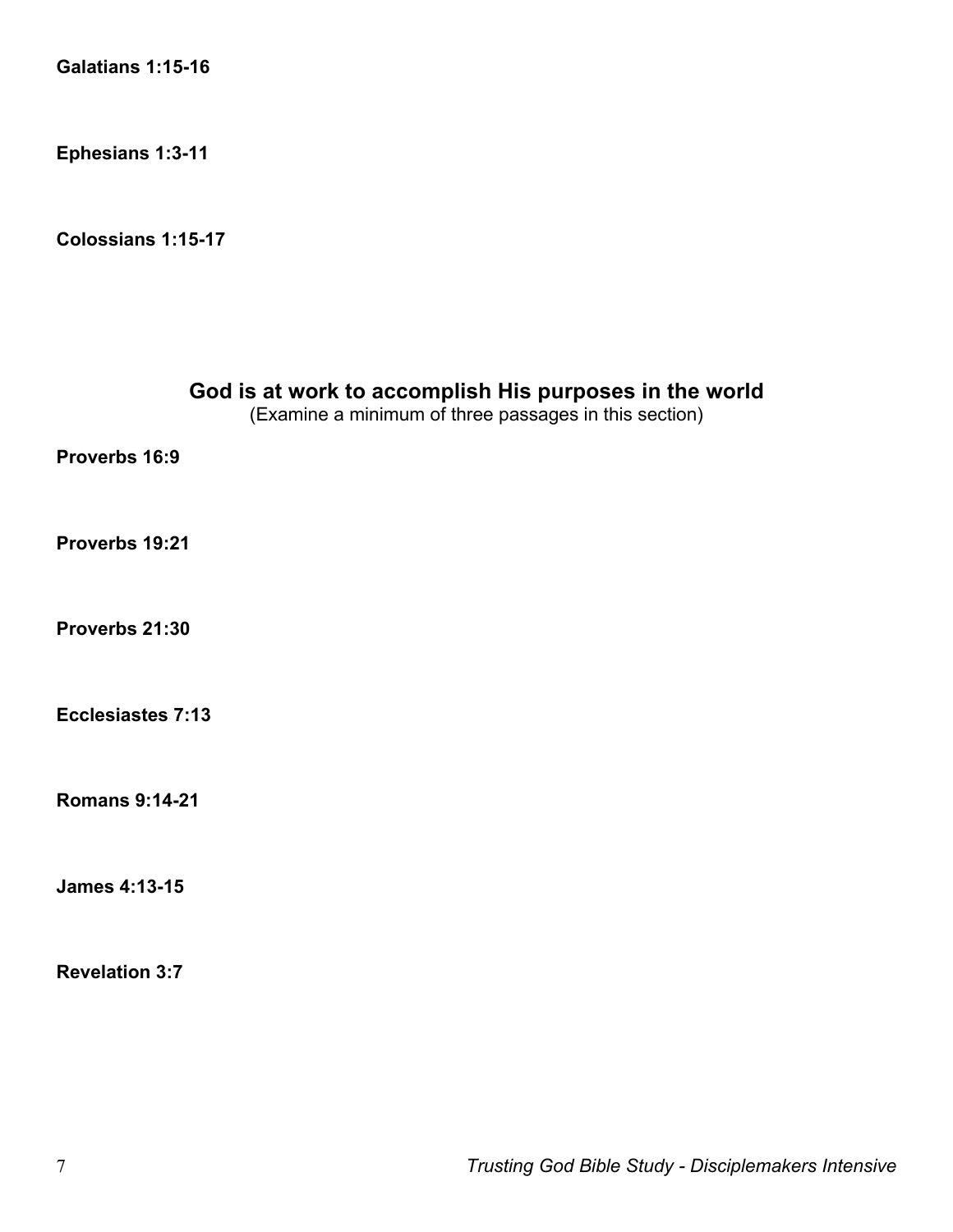**Galatians 1:15-16**

**Ephesians 1:3-11**

**Colossians 1:15-17**

## God is at work to accomplish His purposes in the world

(Examine a minimum of three passages in this section)

**Proverbs 16:9**

**Proverbs 19:21**

**Proverbs 21:30**

**Ecclesiastes 7:13**

**Romans 9:14-21**

**James 4:13-15**

**Revelation 3:7**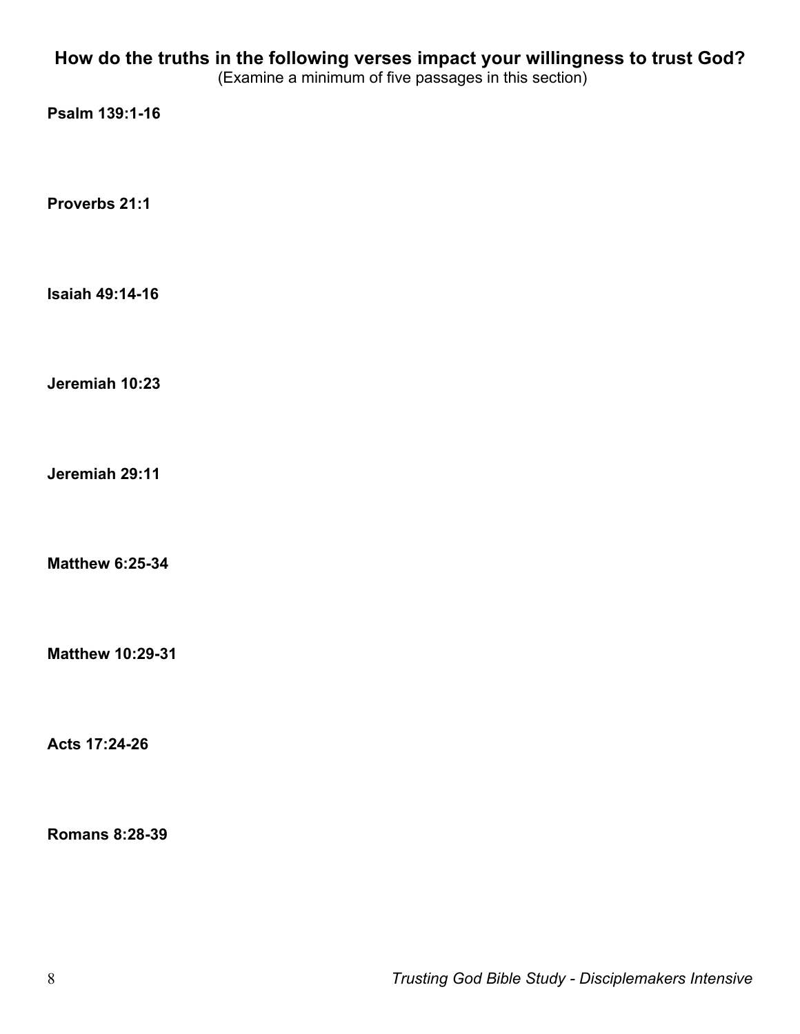**How do the truths in the following verses impact your willingness to trust God?**

(Examine a minimum of five passages in this section)

**Psalm 139:1-16**

**Proverbs 21:1**

**Isaiah 49:14-16**

**Jeremiah 10:23**

**Jeremiah 29:11**

**Matthew 6:25-34**

**Matthew 10:29-31**

**Acts 17:24-26**

**Romans 8:28-39**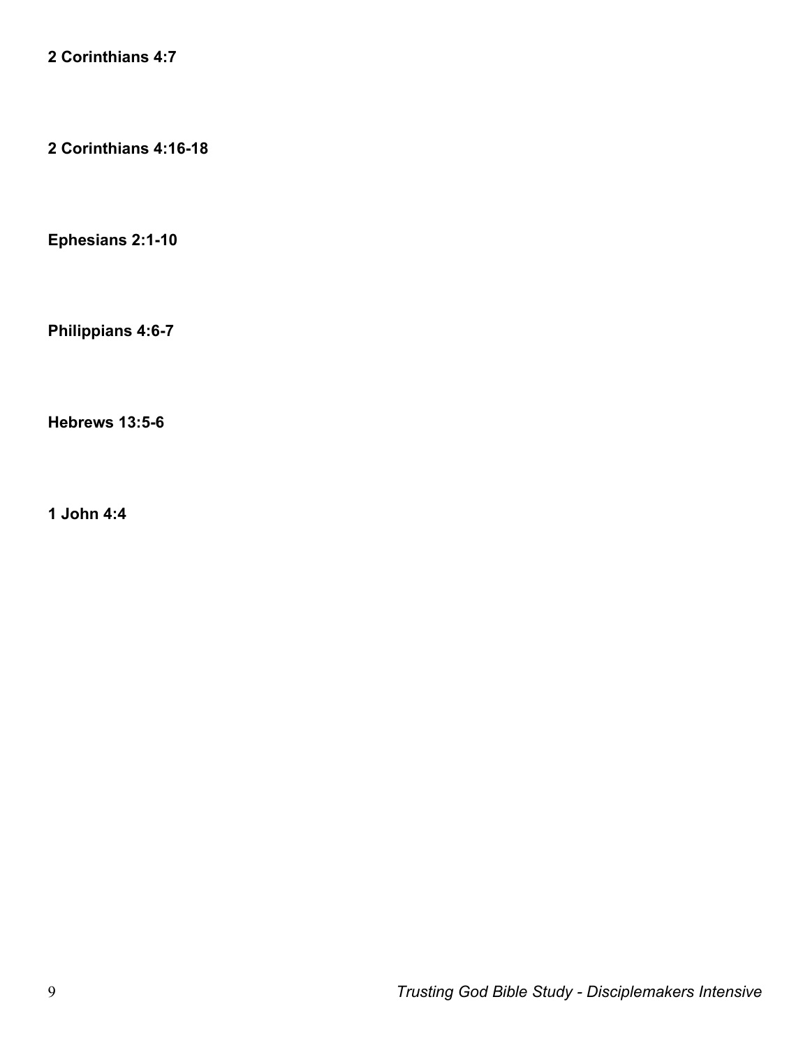**2 Corinthians 4:7**

**2 Corinthians 4:16-18**

**Ephesians 2:1-10**

**Philippians 4:6-7**

**Hebrews 13:5-6**

**1 John 4:4**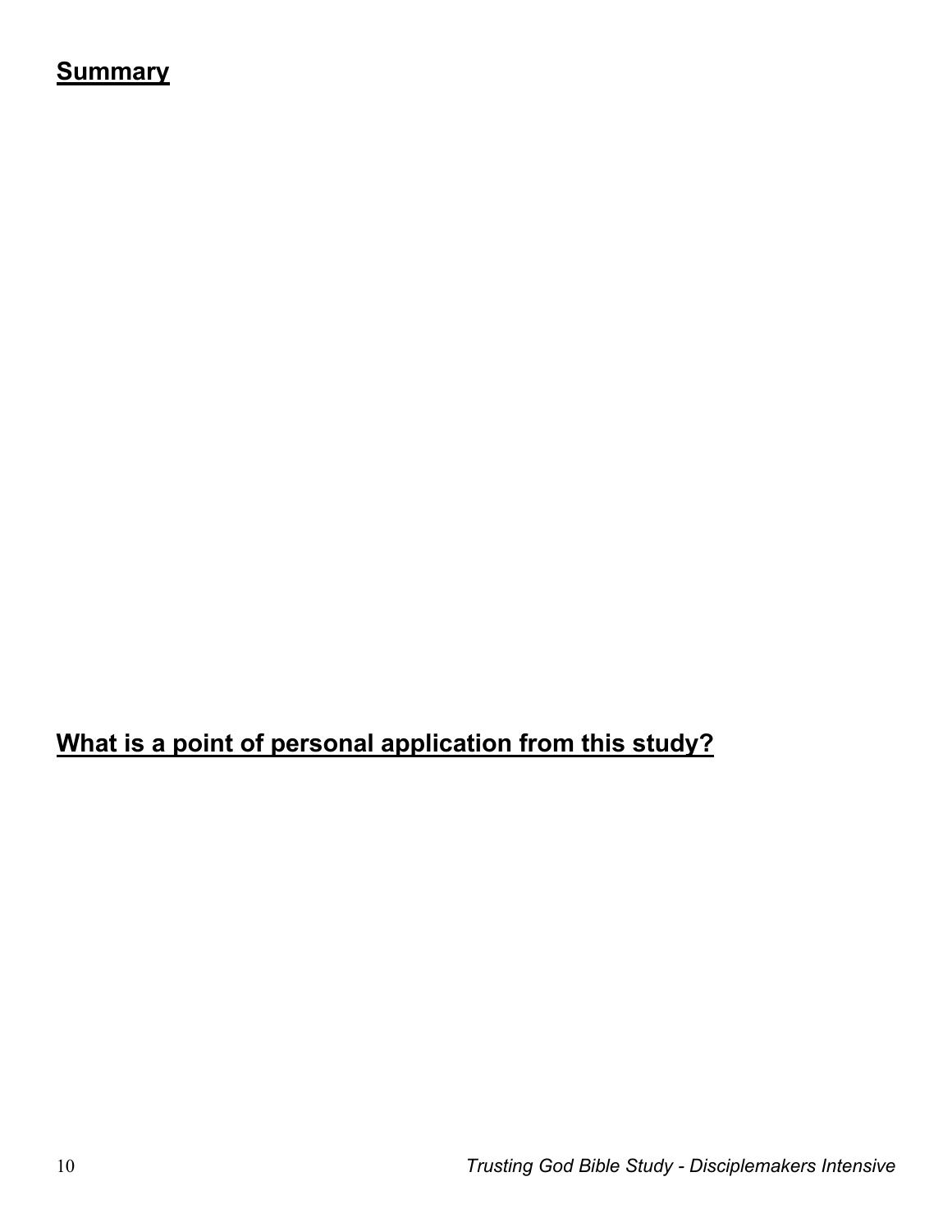## Summary

## What is a point of personal application from this study?